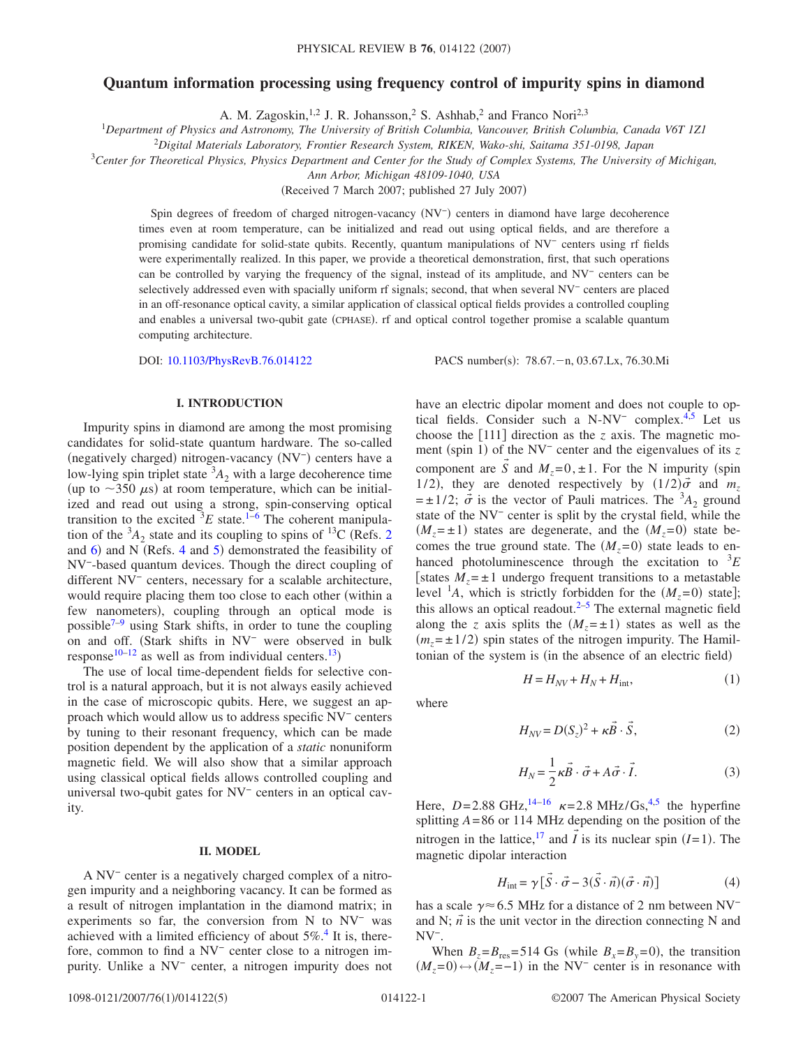# Quantum information processing using frequency control of impurity spins in diamond

A. M. Zagoskin,[1,2] J. R. Johansson,[2] S. Ashhab,[2] and Franco Nori[2,3]

[1]Department of Physics and Astronomy, The University of British Columbia, Vancouver, British Columbia, Canada V6T 1Z1
[2]Digital Materials Laboratory, Frontier Research System, RIKEN, Wako-shi, Saitama 351-0198, Japan
[3]Center for Theoretical Physics, Physics Department and Center for the Study of Complex Systems, The University of Michigan, Ann Arbor, Michigan 48109-1040, USA

(Received 7 March 2007; published 27 July 2007)

Spin degrees of freedom of charged nitrogen-vacancy ($NV^-$) centers in diamond have large decoherence times even at room temperature, can be initialized and read out using optical fields, and are therefore a promising candidate for solid-state qubits. Recently, quantum manipulations of $NV^-$ centers using rf fields were experimentally realized. In this paper, we provide a theoretical demonstration, first, that such operations can be controlled by varying the frequency of the signal, instead of its amplitude, and $NV^-$ centers can be selectively addressed even with spacially uniform rf signals; second, that when several $NV^-$ centers are placed in an off-resonance optical cavity, a similar application of classical optical fields provides a controlled coupling and enables a universal two-qubit gate (CPHASE). rf and optical control together promise a scalable quantum computing architecture.

DOI: 10.1103/PhysRevB.76.014122 PACS number(s): 78.67.−n, 03.67.Lx, 76.30.Mi

## I. INTRODUCTION

Impurity spins in diamond are among the most promising candidates for solid-state quantum hardware. The so-called (negatively charged) nitrogen-vacancy ($NV^-$) centers have a low-lying spin triplet state $^3A_2$ with a large decoherence time (up to $\sim$350 $\mu$s) at room temperature, which can be initialized and read out using a strong, spin-conserving optical transition to the excited $^3E$ state.[1–6] The coherent manipulation of the $^3A_2$ state and its coupling to spins of $^{13}C$ (Refs. 2 and 6) and N (Refs. 4 and 5) demonstrated the feasibility of $NV^-$-based quantum devices. Though the direct coupling of different $NV^-$ centers, necessary for a scalable architecture, would require placing them too close to each other (within a few nanometers), coupling through an optical mode is possible[7–9] using Stark shifts, in order to tune the coupling on and off. (Stark shifts in $NV^-$ were observed in bulk response[10–12] as well as from individual centers.[13])

The use of local time-dependent fields for selective control is a natural approach, but it is not always easily achieved in the case of microscopic qubits. Here, we suggest an approach which would allow us to address specific $NV^-$ centers by tuning to their resonant frequency, which can be made position dependent by the application of a *static* nonuniform magnetic field. We will also show that a similar approach using classical optical fields allows controlled coupling and universal two-qubit gates for $NV^-$ centers in an optical cavity.

## II. MODEL

A $NV^-$ center is a negatively charged complex of a nitrogen impurity and a neighboring vacancy. It can be formed as a result of nitrogen implantation in the diamond matrix; in experiments so far, the conversion from N to $NV^-$ was achieved with a limited efficiency of about 5%.[4] It is, therefore, common to find a $NV^-$ center close to a nitrogen impurity. Unlike a $NV^-$ center, a nitrogen impurity does not have an electric dipolar moment and does not couple to optical fields. Consider such a N-$NV^-$ complex.[4,5] Let us choose the [111] direction as the $z$ axis. The magnetic moment (spin 1) of the $NV^-$ center and the eigenvalues of its $z$ component are $\vec{S}$ and $M_z=0,\pm1$. For the N impurity (spin 1/2), they are denoted respectively by $(1/2)\vec{\sigma}$ and $m_z=\pm1/2$; $\vec{\sigma}$ is the vector of Pauli matrices. The $^3A_2$ ground state of the $NV^-$ center is split by the crystal field, while the $(M_z=\pm1)$ states are degenerate, and the $(M_z=0)$ state becomes the true ground state. The $(M_z=0)$ state leads to enhanced photoluminescence through the excitation to $^3E$ [states $M_z=\pm1$ undergo frequent transitions to a metastable level $^1A$, which is strictly forbidden for the $(M_z=0)$ state]; this allows an optical readout.[2–5] The external magnetic field along the $z$ axis splits the $(M_z=\pm1)$ states as well as the $(m_z=\pm1/2)$ spin states of the nitrogen impurity. The Hamiltonian of the system is (in the absence of an electric field)

$$H = H_{NV} + H_N + H_{\text{int}}, \tag{1}$$

where

$$H_{NV} = D(S_z)^2 + \kappa\vec{B}\cdot\vec{S}, \tag{2}$$

$$H_N = \frac{1}{2}\kappa\vec{B}\cdot\vec{\sigma} + A\vec{\sigma}\cdot\vec{I}. \tag{3}$$

Here, $D=2.88$ GHz,[14–16] $\kappa=2.8$ MHz/Gs,[4,5] the hyperfine splitting $A=86$ or 114 MHz depending on the position of the nitrogen in the lattice,[17] and $\vec{I}$ is its nuclear spin $(I=1)$. The magnetic dipolar interaction

$$H_{\text{int}} = \gamma[\vec{S}\cdot\vec{\sigma} - 3(\vec{S}\cdot\vec{n})(\vec{\sigma}\cdot\vec{n})] \tag{4}$$

has a scale $\gamma\approx6.5$ MHz for a distance of 2 nm between $NV^-$ and N; $\vec{n}$ is the unit vector in the direction connecting N and $NV^-$.

When $B_z=B_{\text{res}}=514$ Gs (while $B_x=B_y=0$), the transition $(M_z=0)\leftrightarrow(M_z=-1)$ in the $NV^-$ center is in resonance with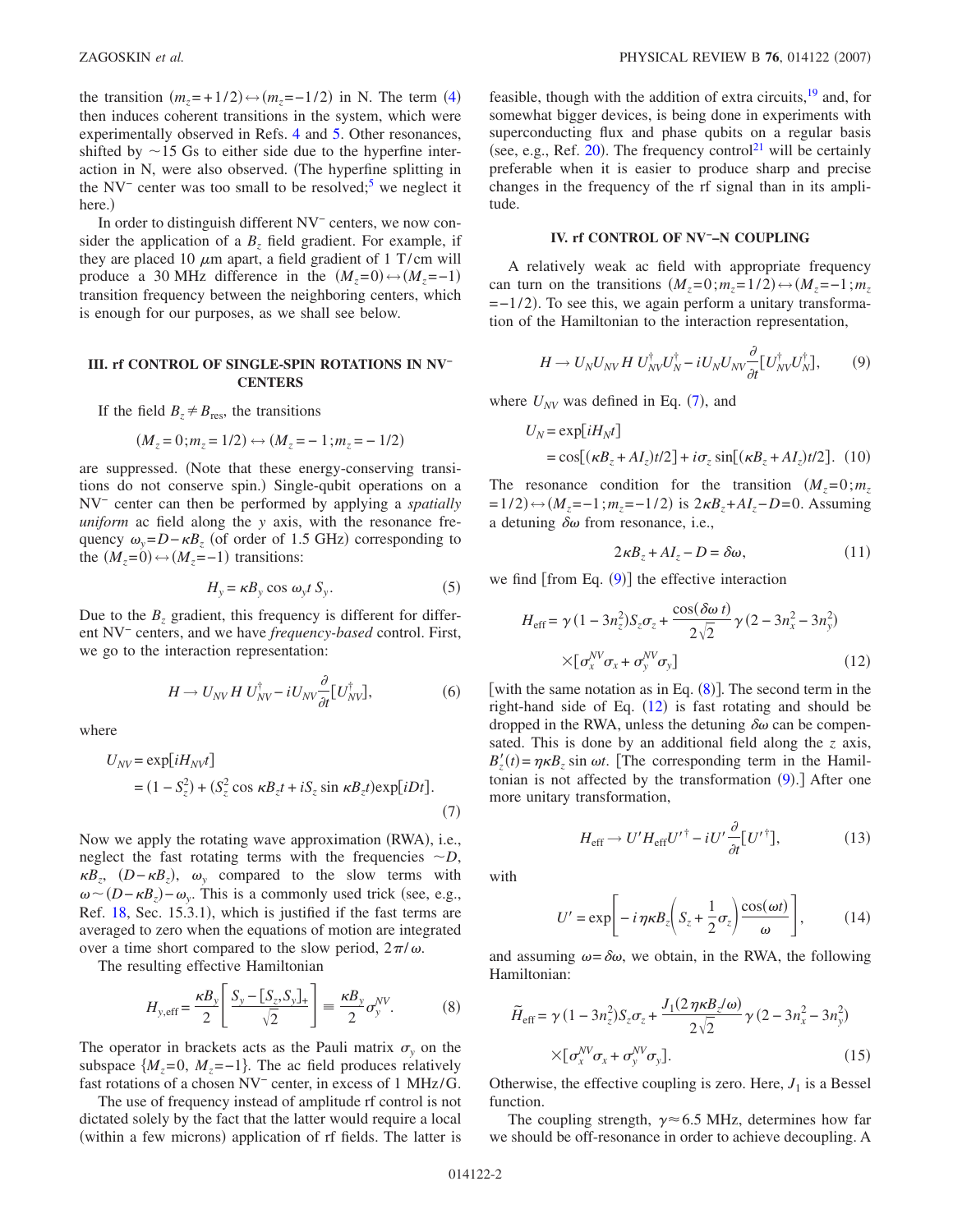the transition $(m_z=+1/2)\leftrightarrow(m_z=-1/2)$ in N. The term (4) then induces coherent transitions in the system, which were experimentally observed in Refs. 4 and 5. Other resonances, shifted by $\sim$15 Gs to either side due to the hyperfine interaction in N, were also observed. (The hyperfine splitting in the $NV^-$ center was too small to be resolved;[5] we neglect it here.)

In order to distinguish different $NV^-$ centers, we now consider the application of a $B_z$ field gradient. For example, if they are placed 10 $\mu$m apart, a field gradient of 1 T/cm will produce a 30 MHz difference in the $(M_z=0)\leftrightarrow(M_z=-1)$ transition frequency between the neighboring centers, which is enough for our purposes, as we shall see below.

## III. rf CONTROL OF SINGLE-SPIN ROTATIONS IN $NV^-$ CENTERS

If the field $B_z \neq B_{\text{res}}$, the transitions

$$(M_z=0;m_z=1/2)\leftrightarrow(M_z=-1;m_z=-1/2)$$

are suppressed. (Note that these energy-conserving transitions do not conserve spin.) Single-qubit operations on a $NV^-$ center can then be performed by applying a *spatially uniform* ac field along the $y$ axis, with the resonance frequency $\omega_y = D-\kappa B_z$ (of order of 1.5 GHz) corresponding to the $(M_z=0)\leftrightarrow(M_z=-1)$ transitions:

$$H_y = \kappa B_y \cos \omega_y t\, S_y. \tag{5}$$

Due to the $B_z$ gradient, this frequency is different for different $NV^-$ centers, and we have *frequency-based* control. First, we go to the interaction representation:

$$H \to U_{NV} H\, U_{NV}^{\dagger} - iU_{NV}\frac{\partial}{\partial t}[U_{NV}^{\dagger}], \tag{6}$$

where

$$\begin{aligned} U_{NV} &= \exp[iH_{NV}t] \\ &= (1-S_z^2) + (S_z^2 \cos \kappa B_z t + iS_z \sin \kappa B_z t)\exp[iDt]. \end{aligned} \tag{7}$$

Now we apply the rotating wave approximation (RWA), i.e., neglect the fast rotating terms with the frequencies $\sim D$, $\kappa B_z$, $(D-\kappa B_z)$, $\omega_y$ compared to the slow terms with $\omega \sim (D-\kappa B_z)-\omega_y$. This is a commonly used trick (see, e.g., Ref. 18, Sec. 15.3.1), which is justified if the fast terms are averaged to zero when the equations of motion are integrated over a time short compared to the slow period, $2\pi/\omega$.

The resulting effective Hamiltonian

$$H_{y,\text{eff}} = \frac{\kappa B_y}{2}\left[\frac{S_y - [S_z,S_y]_+}{\sqrt{2}}\right] \equiv \frac{\kappa B_y}{2}\sigma_y^{NV}. \tag{8}$$

The operator in brackets acts as the Pauli matrix $\sigma_y$ on the subspace $\{M_z=0,\ M_z=-1\}$. The ac field produces relatively fast rotations of a chosen $NV^-$ center, in excess of 1 MHz/G.

The use of frequency instead of amplitude rf control is not dictated solely by the fact that the latter would require a local (within a few microns) application of rf fields. The latter is feasible, though with the addition of extra circuits,[19] and, for somewhat bigger devices, is being done in experiments with superconducting flux and phase qubits on a regular basis (see, e.g., Ref. 20). The frequency control[21] will be certainly preferable when it is easier to produce sharp and precise changes in the frequency of the rf signal than in its amplitude.

## IV. rf CONTROL OF $NV^-$–N COUPLING

A relatively weak ac field with appropriate frequency can turn on the transitions $(M_z=0;m_z=1/2)\leftrightarrow(M_z=-1;m_z=-1/2)$. To see this, we again perform a unitary transformation of the Hamiltonian to the interaction representation,

$$H \to U_N U_{NV} H\, U_{NV}^{\dagger} U_N^{\dagger} - iU_N U_{NV}\frac{\partial}{\partial t}[U_{NV}^{\dagger}U_N^{\dagger}], \tag{9}$$

where $U_{NV}$ was defined in Eq. (7), and

$$\begin{aligned} U_N &= \exp[iH_N t] \\ &= \cos[(\kappa B_z + AI_z)t/2] + i\sigma_z \sin[(\kappa B_z + AI_z)t/2]. \end{aligned} \tag{10}$$

The resonance condition for the transition $(M_z=0;m_z=1/2)\leftrightarrow(M_z=-1;m_z=-1/2)$ is $2\kappa B_z + AI_z - D = 0$. Assuming a detuning $\delta\omega$ from resonance, i.e.,

$$2\kappa B_z + AI_z - D = \delta\omega, \tag{11}$$

we find [from Eq. (9)] the effective interaction

$$\begin{aligned} H_{\text{eff}} = \gamma(1-3n_z^2)S_z\sigma_z + \frac{\cos(\delta\omega\, t)}{2\sqrt{2}}\gamma(2-3n_x^2-3n_y^2) \\ \times[\sigma_x^{NV}\sigma_x + \sigma_y^{NV}\sigma_y] \end{aligned} \tag{12}$$

[with the same notation as in Eq. (8)]. The second term in the right-hand side of Eq. (12) is fast rotating and should be dropped in the RWA, unless the detuning $\delta\omega$ can be compensated. This is done by an additional field along the $z$ axis, $B_z'(t) = \eta\kappa B_z \sin \omega t$. [The corresponding term in the Hamiltonian is not affected by the transformation (9).] After one more unitary transformation,

$$H_{\text{eff}} \to U' H_{\text{eff}} U'^{\dagger} - iU'\frac{\partial}{\partial t}[U'^{\dagger}], \tag{13}$$

with

$$U' = \exp\left[-i\eta\kappa B_z\left(S_z + \frac{1}{2}\sigma_z\right)\frac{\cos(\omega t)}{\omega}\right], \tag{14}$$

and assuming $\omega = \delta\omega$, we obtain, in the RWA, the following Hamiltonian:

$$\begin{aligned} \widetilde{H}_{\text{eff}} = \gamma(1-3n_z^2)S_z\sigma_z + \frac{J_1(2\eta\kappa B_z/\omega)}{2\sqrt{2}}\gamma(2-3n_x^2-3n_y^2) \\ \times[\sigma_x^{NV}\sigma_x + \sigma_y^{NV}\sigma_y]. \end{aligned} \tag{15}$$

Otherwise, the effective coupling is zero. Here, $J_1$ is a Bessel function.

The coupling strength, $\gamma \approx 6.5$ MHz, determines how far we should be off-resonance in order to achieve decoupling. A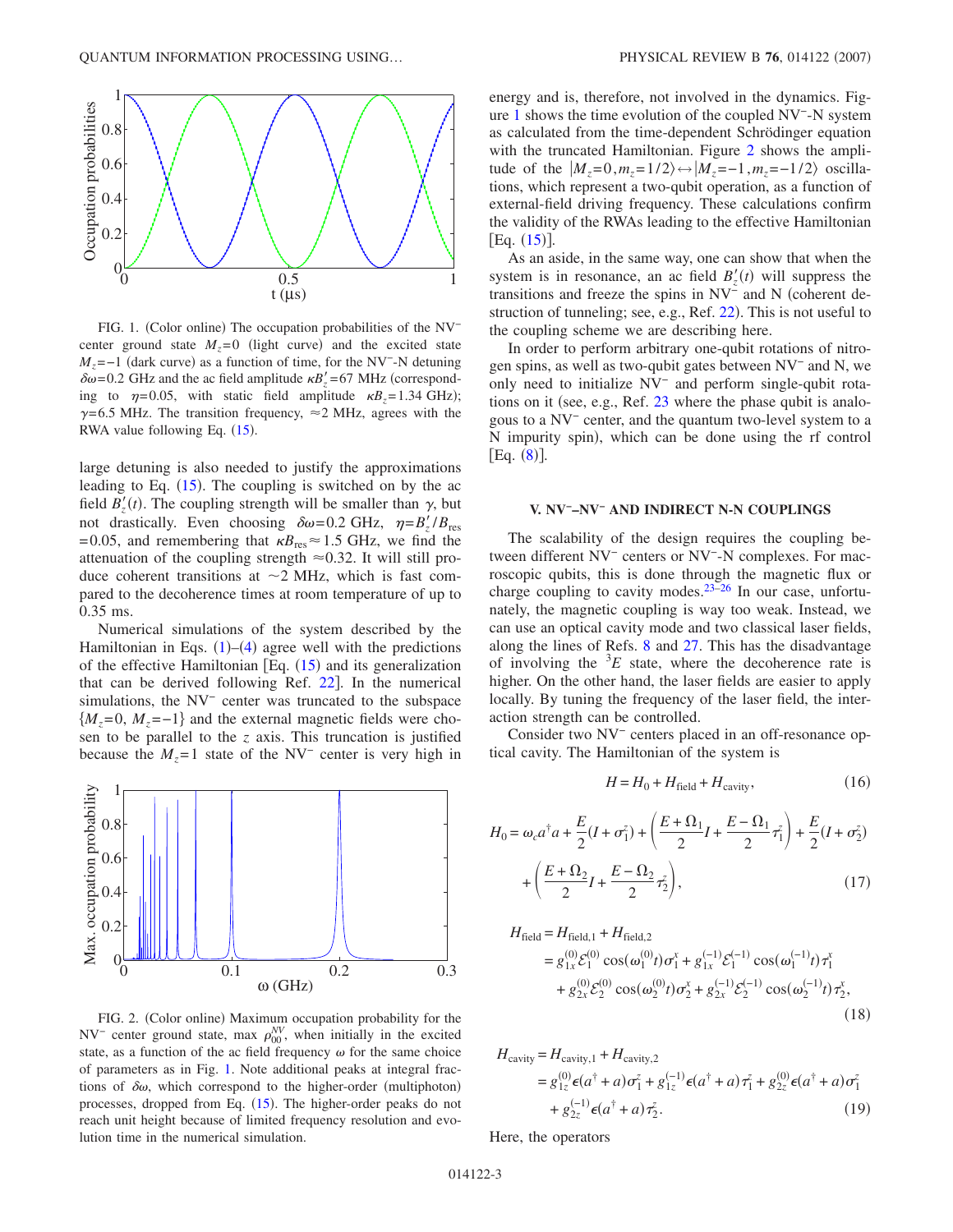FIG. 1. (Color online) The occupation probabilities of the NV$^-$ center ground state $M_z=0$ (light curve) and the excited state $M_z=-1$ (dark curve) as a function of time, for the NV$^-$-N detuning $\delta\omega=0.2$ GHz and the ac field amplitude $\kappa B_z'=67$ MHz (corresponding to $\eta=0.05$, with static field amplitude $\kappa B_z=1.34$ GHz); $\gamma=6.5$ MHz. The transition frequency, $\approx 2$ MHz, agrees with the RWA value following Eq. (15).

large detuning is also needed to justify the approximations leading to Eq. (15). The coupling is switched on by the ac field $B_z'(t)$. The coupling strength will be smaller than $\gamma$, but not drastically. Even choosing $\delta\omega=0.2$ GHz, $\eta=B_z'/B_{\rm res}=0.05$, and remembering that $\kappa B_{\rm res}\approx 1.5$ GHz, we find the attenuation of the coupling strength $\approx 0.32$. It will still produce coherent transitions at $\sim 2$ MHz, which is fast compared to the decoherence times at room temperature of up to 0.35 ms.

Numerical simulations of the system described by the Hamiltonian in Eqs. (1)–(4) agree well with the predictions of the effective Hamiltonian [Eq. (15) and its generalization that can be derived following Ref. 22]. In the numerical simulations, the NV$^-$ center was truncated to the subspace $\{M_z=0, M_z=-1\}$ and the external magnetic fields were chosen to be parallel to the $z$ axis. This truncation is justified because the $M_z=1$ state of the NV$^-$ center is very high in energy and is, therefore, not involved in the dynamics. Figure 1 shows the time evolution of the coupled NV$^-$-N system as calculated from the time-dependent Schrödinger equation with the truncated Hamiltonian. Figure 2 shows the amplitude of the $|M_z=0, m_z=1/2\rangle \leftrightarrow |M_z=-1, m_z=-1/2\rangle$ oscillations, which represent a two-qubit operation, as a function of external-field driving frequency. These calculations confirm the validity of the RWAs leading to the effective Hamiltonian [Eq. (15)].

FIG. 2. (Color online) Maximum occupation probability for the NV$^-$ center ground state, max $\rho_{00}^{NV}$, when initially in the excited state, as a function of the ac field frequency $\omega$ for the same choice of parameters as in Fig. 1. Note additional peaks at integral fractions of $\delta\omega$, which correspond to the higher-order (multiphoton) processes, dropped from Eq. (15). The higher-order peaks do not reach unit height because of limited frequency resolution and evolution time in the numerical simulation.

As an aside, in the same way, one can show that when the system is in resonance, an ac field $B_z'(t)$ will suppress the transitions and freeze the spins in NV$^-$ and N (coherent destruction of tunneling; see, e.g., Ref. 22). This is not useful to the coupling scheme we are describing here.

In order to perform arbitrary one-qubit rotations of nitrogen spins, as well as two-qubit gates between NV$^-$ and N, we only need to initialize NV$^-$ and perform single-qubit rotations on it (see, e.g., Ref. 23 where the phase qubit is analogous to a NV$^-$ center, and the quantum two-level system to a N impurity spin), which can be done using the rf control [Eq. (8)].

## V. NV$^-$–NV$^-$ AND INDIRECT N-N COUPLINGS

The scalability of the design requires the coupling between different NV$^-$ centers or NV$^-$-N complexes. For macroscopic qubits, this is done through the magnetic flux or charge coupling to cavity modes.[23–26] In our case, unfortunately, the magnetic coupling is way too weak. Instead, we can use an optical cavity mode and two classical laser fields, along the lines of Refs. 8 and 27. This has the disadvantage of involving the $^3E$ state, where the decoherence rate is higher. On the other hand, the laser fields are easier to apply locally. By tuning the frequency of the laser field, the interaction strength can be controlled.

Consider two NV$^-$ centers placed in an off-resonance optical cavity. The Hamiltonian of the system is

$$H = H_0 + H_{\rm field} + H_{\rm cavity}, \tag{16}$$

$$H_0 = \omega_c a^\dagger a + \frac{E}{2}(I+\sigma_1^z) + \left(\frac{E+\Omega_1}{2}I + \frac{E-\Omega_1}{2}\tau_1^z\right) + \frac{E}{2}(I+\sigma_2^z) + \left(\frac{E+\Omega_2}{2}I + \frac{E-\Omega_2}{2}\tau_2^z\right), \tag{17}$$

$$\begin{aligned} H_{\rm field} &= H_{\rm field,1} + H_{\rm field,2} \\ &= g_{1x}^{(0)}\mathcal{E}_1^{(0)}\cos(\omega_1^{(0)}t)\sigma_1^x + g_{1x}^{(-1)}\mathcal{E}_1^{(-1)}\cos(\omega_1^{(-1)}t)\tau_1^x \\ &\quad + g_{2x}^{(0)}\mathcal{E}_2^{(0)}\cos(\omega_2^{(0)}t)\sigma_2^x + g_{2x}^{(-1)}\mathcal{E}_2^{(-1)}\cos(\omega_2^{(-1)}t)\tau_2^x, \end{aligned} \tag{18}$$

$$\begin{aligned} H_{\rm cavity} &= H_{\rm cavity,1} + H_{\rm cavity,2} \\ &= g_{1z}^{(0)}\epsilon(a^\dagger + a)\sigma_1^z + g_{1z}^{(-1)}\epsilon(a^\dagger + a)\tau_1^z + g_{2z}^{(0)}\epsilon(a^\dagger + a)\sigma_1^z \\ &\quad + g_{2z}^{(-1)}\epsilon(a^\dagger + a)\tau_2^z. \end{aligned} \tag{19}$$

Here, the operators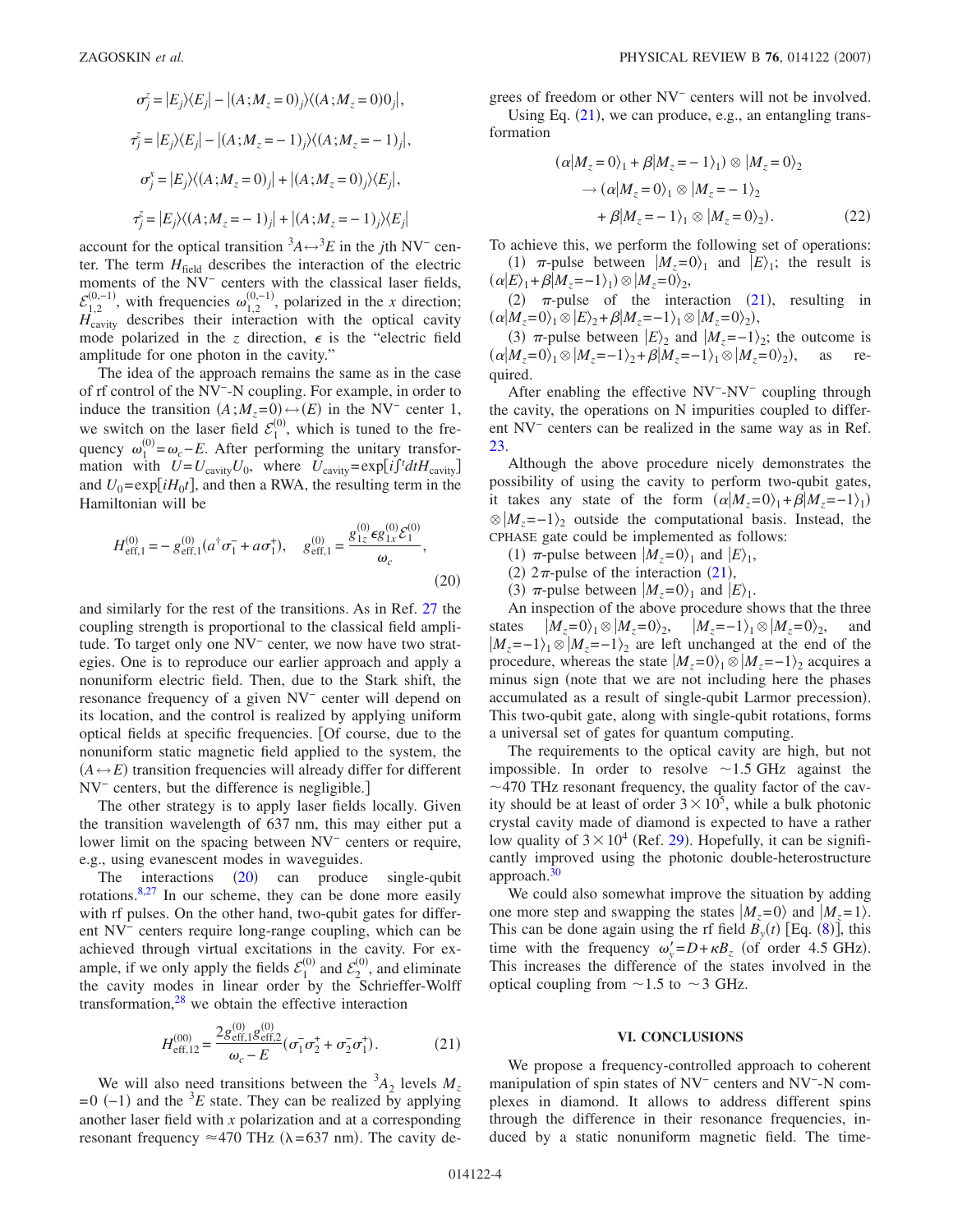$$\sigma_j^z = |E_j\rangle\langle E_j| - |(A;M_z=0)_j\rangle\langle (A;M_z=0)0_j|,$$

$$\tau_j^z = |E_j\rangle\langle E_j| - |(A;M_z=-1)_j\rangle\langle (A;M_z=-1)_j|,$$

$$\sigma_j^x = |E_j\rangle\langle (A;M_z=0)_j| + |(A;M_z=0)_j\rangle\langle E_j|,$$

$$\tau_j^z = |E_j\rangle\langle (A;M_z=-1)_j| + |(A;M_z=-1)_j\rangle\langle E_j|$$

account for the optical transition ${}^3A \leftrightarrow {}^3E$ in the $j$th NV⁻ center. The term $H_{\text{field}}$ describes the interaction of the electric moments of the NV⁻ centers with the classical laser fields, $\mathcal{E}_{1,2}^{(0,-1)}$, with frequencies $\omega_{1,2}^{(0,-1)}$, polarized in the $x$ direction; $H_{\text{cavity}}$ describes their interaction with the optical cavity mode polarized in the $z$ direction, $\epsilon$ is the "electric field amplitude for one photon in the cavity."

The idea of the approach remains the same as in the case of rf control of the NV⁻-N coupling. For example, in order to induce the transition $(A;M_z=0) \leftrightarrow (E)$ in the NV⁻ center 1, we switch on the laser field $\mathcal{E}_1^{(0)}$, which is tuned to the frequency $\omega_1^{(0)} = \omega_c - E$. After performing the unitary transformation with $U = U_{\text{cavity}} U_0$, where $U_{\text{cavity}} = \exp[i\int^t dt H_{\text{cavity}}]$ and $U_0 = \exp[iH_0 t]$, and then a RWA, the resulting term in the Hamiltonian will be

$$H_{\text{eff},1}^{(0)} = -g_{\text{eff},1}^{(0)}(a^\dagger \sigma_1^- + a\sigma_1^+), \quad g_{\text{eff},1}^{(0)} = \frac{g_{1z}^{(0)} \epsilon g_{1x}^{(0)} \mathcal{E}_1^{(0)}}{\omega_c}, \tag{20}$$

and similarly for the rest of the transitions. As in Ref. 27 the coupling strength is proportional to the classical field amplitude. To target only one NV⁻ center, we now have two strategies. One is to reproduce our earlier approach and apply a nonuniform electric field. Then, due to the Stark shift, the resonance frequency of a given NV⁻ center will depend on its location, and the control is realized by applying uniform optical fields at specific frequencies. [Of course, due to the nonuniform static magnetic field applied to the system, the $(A \leftrightarrow E)$ transition frequencies will already differ for different NV⁻ centers, but the difference is negligible.]

The other strategy is to apply laser fields locally. Given the transition wavelength of 637 nm, this may either put a lower limit on the spacing between NV⁻ centers or require, e.g., using evanescent modes in waveguides.

The interactions (20) can produce single-qubit rotations.[8,27] In our scheme, they can be done more easily with rf pulses. On the other hand, two-qubit gates for different NV⁻ centers require long-range coupling, which can be achieved through virtual excitations in the cavity. For example, if we only apply the fields $\mathcal{E}_1^{(0)}$ and $\mathcal{E}_2^{(0)}$, and eliminate the cavity modes in linear order by the Schrieffer-Wolff transformation,[28] we obtain the effective interaction

$$H_{\text{eff},12}^{(00)} = \frac{2g_{\text{eff},1}^{(0)} g_{\text{eff},2}^{(0)}}{\omega_c - E}(\sigma_1^- \sigma_2^+ + \sigma_2^- \sigma_1^+). \tag{21}$$

We will also need transitions between the ${}^3A_2$ levels $M_z = 0$ $(-1)$ and the ${}^3E$ state. They can be realized by applying another laser field with $x$ polarization and at a corresponding resonant frequency $\approx 470$ THz ($\lambda = 637$ nm). The cavity degrees of freedom or other NV⁻ centers will not be involved.

Using Eq. (21), we can produce, e.g., an entangling transformation

$$\begin{aligned}(\alpha|M_z=0\rangle_1 + \beta|M_z=-1\rangle_1) \otimes |M_z=0\rangle_2 \\ \rightarrow (\alpha|M_z=0\rangle_1 \otimes |M_z=-1\rangle_2 \\ + \beta|M_z=-1\rangle_1 \otimes |M_z=0\rangle_2).\end{aligned} \tag{22}$$

To achieve this, we perform the following set of operations:

(1) $\pi$-pulse between $|M_z=0\rangle_1$ and $|E\rangle_1$; the result is $(\alpha|E\rangle_1 + \beta|M_z=-1\rangle_1) \otimes |M_z=0\rangle_2$,

(2) $\pi$-pulse of the interaction (21), resulting in $(\alpha|M_z=0\rangle_1 \otimes |E\rangle_2 + \beta|M_z=-1\rangle_1 \otimes |M_z=0\rangle_2)$,

(3) $\pi$-pulse between $|E\rangle_2$ and $|M_z=-1\rangle_2$; the outcome is $(\alpha|M_z=0\rangle_1 \otimes |M_z=-1\rangle_2 + \beta|M_z=-1\rangle_1 \otimes |M_z=0\rangle_2)$, as required.

After enabling the effective NV⁻-NV⁻ coupling through the cavity, the operations on N impurities coupled to different NV⁻ centers can be realized in the same way as in Ref. 23.

Although the above procedure nicely demonstrates the possibility of using the cavity to perform two-qubit gates, it takes any state of the form $(\alpha|M_z=0\rangle_1 + \beta|M_z=-1\rangle_1) \otimes |M_z=-1\rangle_2$ outside the computational basis. Instead, the CPHASE gate could be implemented as follows:

(1) $\pi$-pulse between $|M_z=0\rangle_1$ and $|E\rangle_1$,

(2) $2\pi$-pulse of the interaction (21),

(3) $\pi$-pulse between $|M_z=0\rangle_1$ and $|E\rangle_1$.

An inspection of the above procedure shows that the three states $|M_z=0\rangle_1 \otimes |M_z=0\rangle_2$, $|M_z=-1\rangle_1 \otimes |M_z=0\rangle_2$, and $|M_z=-1\rangle_1 \otimes |M_z=-1\rangle_2$ are left unchanged at the end of the procedure, whereas the state $|M_z=0\rangle_1 \otimes |M_z=-1\rangle_2$ acquires a minus sign (note that we are not including here the phases accumulated as a result of single-qubit Larmor precession). This two-qubit gate, along with single-qubit rotations, forms a universal set of gates for quantum computing.

The requirements to the optical cavity are high, but not impossible. In order to resolve $\sim 1.5$ GHz against the $\sim 470$ THz resonant frequency, the quality factor of the cavity should be at least of order $3 \times 10^5$, while a bulk photonic crystal cavity made of diamond is expected to have a rather low quality of $3 \times 10^4$ (Ref. 29). Hopefully, it can be significantly improved using the photonic double-heterostructure approach.[30]

We could also somewhat improve the situation by adding one more step and swapping the states $|M_z=0\rangle$ and $|M_z=1\rangle$. This can be done again using the rf field $B_y(t)$ [Eq. (8)], this time with the frequency $\omega_y' = D + \kappa B_z$ (of order 4.5 GHz). This increases the difference of the states involved in the optical coupling from $\sim 1.5$ to $\sim 3$ GHz.

## VI. CONCLUSIONS

We propose a frequency-controlled approach to coherent manipulation of spin states of NV⁻ centers and NV⁻-N complexes in diamond. It allows to address different spins through the difference in their resonance frequencies, induced by a static nonuniform magnetic field. The time-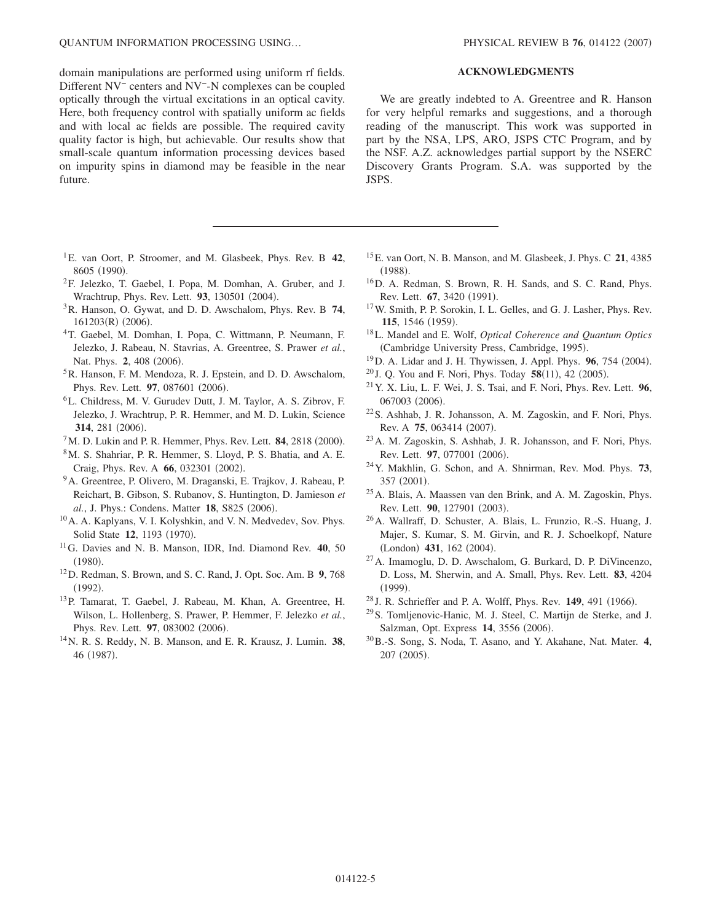domain manipulations are performed using uniform rf fields. Different $NV^-$ centers and $NV^-$-N complexes can be coupled optically through the virtual excitations in an optical cavity. Here, both frequency control with spatially uniform ac fields and with local ac fields are possible. The required cavity quality factor is high, but achievable. Our results show that small-scale quantum information processing devices based on impurity spins in diamond may be feasible in the near future.

## ACKNOWLEDGMENTS

We are greatly indebted to A. Greentree and R. Hanson for very helpful remarks and suggestions, and a thorough reading of the manuscript. This work was supported in part by the NSA, LPS, ARO, JSPS CTC Program, and by the NSF. A.Z. acknowledges partial support by the NSERC Discovery Grants Program. S.A. was supported by the JSPS.

---

[1] E. van Oort, P. Stroomer, and M. Glasbeek, Phys. Rev. B **42**, 8605 (1990).

[2] F. Jelezko, T. Gaebel, I. Popa, M. Domhan, A. Gruber, and J. Wrachtrup, Phys. Rev. Lett. **93**, 130501 (2004).

[3] R. Hanson, O. Gywat, and D. D. Awschalom, Phys. Rev. B **74**, 161203(R) (2006).

[4] T. Gaebel, M. Domhan, I. Popa, C. Wittmann, P. Neumann, F. Jelezko, J. Rabeau, N. Stavrias, A. Greentree, S. Prawer *et al.*, Nat. Phys. **2**, 408 (2006).

[5] R. Hanson, F. M. Mendoza, R. J. Epstein, and D. D. Awschalom, Phys. Rev. Lett. **97**, 087601 (2006).

[6] L. Childress, M. V. Gurudev Dutt, J. M. Taylor, A. S. Zibrov, F. Jelezko, J. Wrachtrup, P. R. Hemmer, and M. D. Lukin, Science **314**, 281 (2006).

[7] M. D. Lukin and P. R. Hemmer, Phys. Rev. Lett. **84**, 2818 (2000).

[8] M. S. Shahriar, P. R. Hemmer, S. Lloyd, P. S. Bhatia, and A. E. Craig, Phys. Rev. A **66**, 032301 (2002).

[9] A. Greentree, P. Olivero, M. Draganski, E. Trajkov, J. Rabeau, P. Reichart, B. Gibson, S. Rubanov, S. Huntington, D. Jamieson *et al.*, J. Phys.: Condens. Matter **18**, S825 (2006).

[10] A. A. Kaplyans, V. I. Kolyshkin, and V. N. Medvedev, Sov. Phys. Solid State **12**, 1193 (1970).

[11] G. Davies and N. B. Manson, IDR, Ind. Diamond Rev. **40**, 50 (1980).

[12] D. Redman, S. Brown, and S. C. Rand, J. Opt. Soc. Am. B **9**, 768 (1992).

[13] P. Tamarat, T. Gaebel, J. Rabeau, M. Khan, A. Greentree, H. Wilson, L. Hollenberg, S. Prawer, P. Hemmer, F. Jelezko *et al.*, Phys. Rev. Lett. **97**, 083002 (2006).

[14] N. R. S. Reddy, N. B. Manson, and E. R. Krausz, J. Lumin. **38**, 46 (1987).

[15] E. van Oort, N. B. Manson, and M. Glasbeek, J. Phys. C **21**, 4385 (1988).

[16] D. A. Redman, S. Brown, R. H. Sands, and S. C. Rand, Phys. Rev. Lett. **67**, 3420 (1991).

[17] W. Smith, P. P. Sorokin, I. L. Gelles, and G. J. Lasher, Phys. Rev. **115**, 1546 (1959).

[18] L. Mandel and E. Wolf, *Optical Coherence and Quantum Optics* (Cambridge University Press, Cambridge, 1995).

[19] D. A. Lidar and J. H. Thywissen, J. Appl. Phys. **96**, 754 (2004).

[20] J. Q. You and F. Nori, Phys. Today **58**(11), 42 (2005).

[21] Y. X. Liu, L. F. Wei, J. S. Tsai, and F. Nori, Phys. Rev. Lett. **96**, 067003 (2006).

[22] S. Ashhab, J. R. Johansson, A. M. Zagoskin, and F. Nori, Phys. Rev. A **75**, 063414 (2007).

[23] A. M. Zagoskin, S. Ashhab, J. R. Johansson, and F. Nori, Phys. Rev. Lett. **97**, 077001 (2006).

[24] Y. Makhlin, G. Schon, and A. Shnirman, Rev. Mod. Phys. **73**, 357 (2001).

[25] A. Blais, A. Maassen van den Brink, and A. M. Zagoskin, Phys. Rev. Lett. **90**, 127901 (2003).

[26] A. Wallraff, D. Schuster, A. Blais, L. Frunzio, R.-S. Huang, J. Majer, S. Kumar, S. M. Girvin, and R. J. Schoelkopf, Nature (London) **431**, 162 (2004).

[27] A. Imamoglu, D. D. Awschalom, G. Burkard, D. P. DiVincenzo, D. Loss, M. Sherwin, and A. Small, Phys. Rev. Lett. **83**, 4204 (1999).

[28] J. R. Schrieffer and P. A. Wolff, Phys. Rev. **149**, 491 (1966).

[29] S. Tomljenovic-Hanic, M. J. Steel, C. Martijn de Sterke, and J. Salzman, Opt. Express **14**, 3556 (2006).

[30] B.-S. Song, S. Noda, T. Asano, and Y. Akahane, Nat. Mater. **4**, 207 (2005).